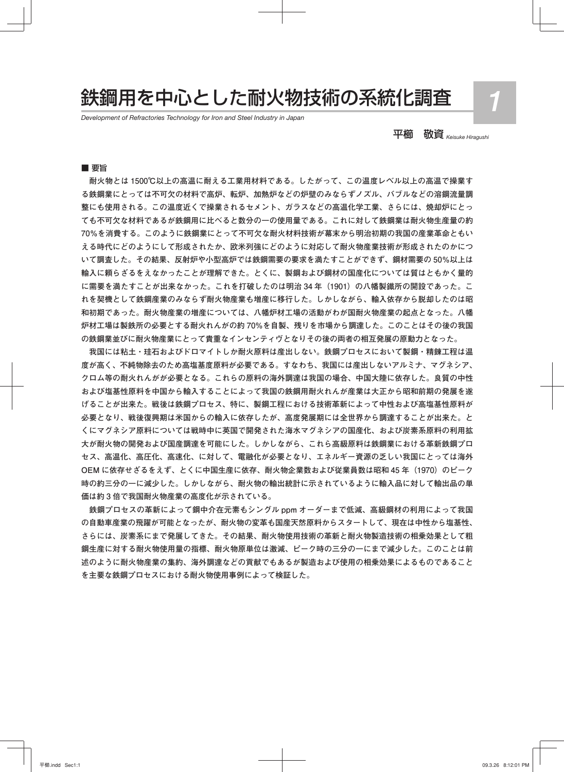# 鉄鋼用を中心とした耐火物技術の系統化調査

*Development of Refractories Technology for Iron and Steel Industry in Japan*

平櫛　敬資 *Keisuke Hiragushi*

## ■ 要旨

　耐火物とは 1500℃以上の高温に耐える工業用材料である。したがって、この温度レベル以上の高温で操業する鉄鋼業にとっては不可欠の材料で高炉、転炉、加熱炉などの炉壁のみならずノズル、バブルなどの溶鋼流量調整にも使用される。この温度近くで操業されるセメント、ガラスなどの高温化学工業、さらには、焼却炉にとっても不可欠な材料であるが鉄鋼用に比べると数分の一の使用量である。これに対して鉄鋼業は耐火物生産量の約70％を消費する。このように鉄鋼業にとって不可欠な耐火材料技術が幕末から明治初期の我国の産業革命ともいえる時代にどのようにして形成されたか、欧米列強にどのように対応して耐火物産業技術が形成されたのかについて調査した。その結果、反射炉や小型高炉では鉄鋼需要の要求を満たすことができず、鋼材需要の 50％以上は輸入に頼らざるをえなかったことが理解できた。とくに、製鋼および鋼材の国産化については質はともかく量的に需要を満たすことが出来なかった。これを打破したのは明治 34 年（1901）の八幡製鐵所の開設であった。これを契機として鉄鋼産業のみならず耐火物産業も増産に移行した。しかしながら、輸入依存から脱却したのは昭和初期であった。耐火物産業の増産については、八幡炉材工場の活動がわが国耐火物産業の起点となった。八幡炉材工場は製鉄所の必要とする耐火れんがの約 70％を自製、残りを市場から調達した。このことはその後の我国の鉄鋼業並びに耐火物産業にとって貴重なインセンティヴとなりその後の両者の相互発展の原動力となった。

　我国には粘土・珪石およびドロマイトしか耐火原料は産出しない。鉄鋼プロセスにおいて製鋼・精錬工程は温度が高く、不純物除去のため高塩基度原料が必要である。すなわち、我国には産出しないアルミナ、マグネシア、クロム等の耐火れんがが必要となる。これらの原料の海外調達は我国の場合、中国大陸に依存した。良質の中性および塩基性原料を中国から輸入することによって我国の鉄鋼用耐火れんが産業は大正から昭和前期の発展を遂げることが出来た。戦後は鉄鋼プロセス、特に、製鋼工程における技術革新によって中性および高塩基性原料が必要となり、戦後復興期は米国からの輸入に依存したが、高度発展期には全世界から調達することが出来た。とくにマグネシア原料については戦時中に英国で開発された海水マグネシアの国産化、および炭素系原料の利用拡大が耐火物の開発および国産調達を可能にした。しかしながら、これら高級原料は鉄鋼業における革新鉄鋼プロセス、高温化、高圧化、高速化、に対して、電融化が必要となり、エネルギー資源の乏しい我国にとっては海外 OEM に依存せざるをえず、とくに中国生産に依存、耐火物企業数および従業員数は昭和 45 年（1970）のピーク時の約三分の一に減少した。しかしながら、耐火物の輸出統計に示されているように輸入品に対して輸出品の単価は約 3 倍で我国耐火物産業の高度化が示されている。

　鉄鋼プロセスの革新によって鋼中介在元素もシングル ppm オーダーまで低減、高級鋼材の利用によって我国の自動車産業の飛躍が可能となったが、耐火物の変革も国産天然原料からスタートして、現在は中性から塩基性、さらには、炭素系にまで発展してきた。その結果、耐火物使用技術の革新と耐火物製造技術の相乗効果として粗鋼生産に対する耐火物使用量の指標、耐火物原単位は激減、ピーク時の三分の一にまで減少した。このことは前述のように耐火物産業の集約、海外調達などの貢献でもあるが製造および使用の相乗効果によるものであることを主要な鉄鋼プロセスにおける耐火物使用事例によって検証した。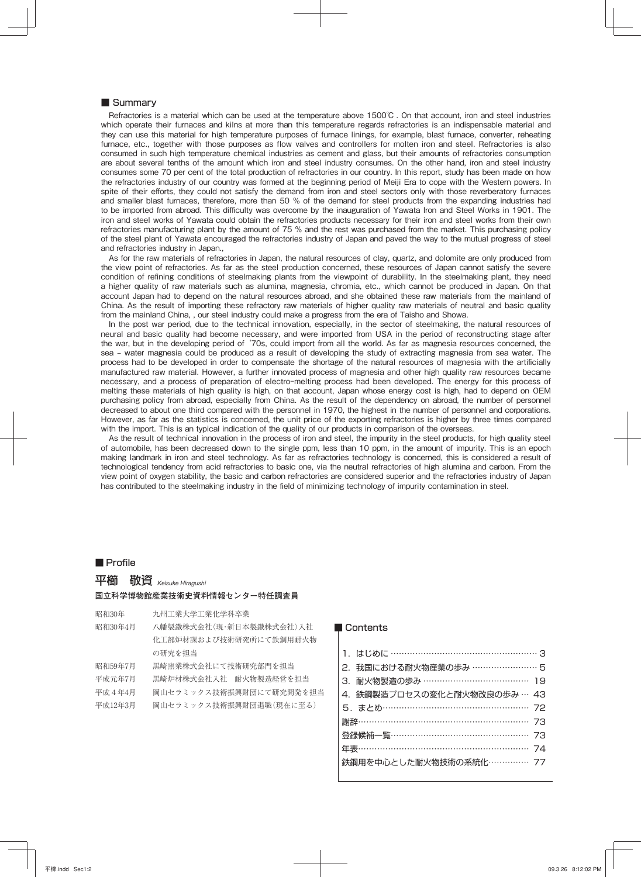## ■ Summary

Refractories is a material which can be used at the temperature above 1500℃ . On that account, iron and steel industries which operate their furnaces and kilns at more than this temperature regards refractories is an indispensable material and they can use this material for high temperature purposes of furnace linings, for example, blast furnace, converter, reheating furnace, etc., together with those purposes as flow valves and controllers for molten iron and steel. Refractories is also consumed in such high temperature chemical industries as cement and glass, but their amounts of refractories consumption are about several tenths of the amount which iron and steel industry consumes. On the other hand, iron and steel industry consumes some 70 per cent of the total production of refractories in our country. In this report, study has been made on how the refractories industry of our country was formed at the beginning period of Meiji Era to cope with the Western powers. In spite of their efforts, they could not satisfy the demand from iron and steel sectors only with those reverberatory furnaces and smaller blast furnaces, therefore, more than 50 % of the demand for steel products from the expanding industries had to be imported from abroad. This difficulty was overcome by the inauguration of Yawata Iron and Steel Works in 1901. The iron and steel works of Yawata could obtain the refractories products necessary for their iron and steel works from their own refractories manufacturing plant by the amount of 75 % and the rest was purchased from the market. This purchasing policy of the steel plant of Yawata encouraged the refractories industry of Japan and paved the way to the mutual progress of steel and refractories industry in Japan.,

As for the raw materials of refractories in Japan, the natural resources of clay, quartz, and dolomite are only produced from the view point of refractories. As far as the steel production concerned, these resources of Japan cannot satisfy the severe condition of refining conditions of steelmaking plants from the viewpoint of durability. In the steelmaking plant, they need a higher quality of raw materials such as alumina, magnesia, chromia, etc., which cannot be produced in Japan. On that account Japan had to depend on the natural resources abroad, and she obtained these raw materials from the mainland of China. As the result of importing these refractory raw materials of higher quality raw materials of neutral and basic quality from the mainland China, , our steel industry could make a progress from the era of Taisho and Showa.

In the post war period, due to the technical innovation, especially, in the sector of steelmaking, the natural resources of neural and basic quality had become necessary, and were imported from USA in the period of reconstructing stage after the war, but in the developing period of '70s, could import from all the world. As far as magnesia resources concerned, the sea – water magnesia could be produced as a result of developing the study of extracting magnesia from sea water. The process had to be developed in order to compensate the shortage of the natural resources of magnesia with the artificially manufactured raw material. However, a further innovated process of magnesia and other high quality raw resources became necessary, and a process of preparation of electro-melting process had been developed. The energy for this process of melting these materials of high quality is high, on that account, Japan whose energy cost is high, had to depend on OEM purchasing policy from abroad, especially from China. As the result of the dependency on abroad, the number of personnel decreased to about one third compared with the personnel in 1970, the highest in the number of personnel and corporations. However, as far as the statistics is concerned, the unit price of the exporting refractories is higher by three times compared with the import. This is an typical indication of the quality of our products in comparison of the overseas.

As the result of technical innovation in the process of iron and steel, the impurity in the steel products, for high quality steel of automobile, has been decreased down to the single ppm, less than 10 ppm, in the amount of impurity. This is an epoch making landmark in iron and steel technology. As far as refractories technology is concerned, this is considered a result of technological tendency from acid refractories to basic one, via the neutral refractories of high alumina and carbon. From the view point of oxygen stability, the basic and carbon refractories are considered superior and the refractories industry of Japan has contributed to the steelmaking industry in the field of minimizing technology of impurity contamination in steel.

## ■ Profile

**平櫛　敬資** *Keisuke Hiragushi*

**国立科学博物館産業技術史資料情報センター特任調査員**

| | |
|---|---|
| 昭和30年 | 九州工業大学工業化学科卒業 |
| 昭和30年4月 | 八幡製鐵株式会社（現・新日本製鐵株式会社）入社　化工部炉材課および技術研究所にて鉄鋼用耐火物の研究を担当 |
| 昭和59年7月 | 黒崎窯業株式会社にて技術研究部門を担当 |
| 平成元年7月 | 黒崎炉材株式会社入社　耐火物製造経営を担当 |
| 平成４年4月 | 岡山セラミックス技術振興財団にて研究開発を担当 |
| 平成12年3月 | 岡山セラミックス技術振興財団退職（現在に至る） |

## ■ Contents

1．はじめに ……………………………………………… 3
2．我国における耐火物産業の歩み …………………… 5
3．耐火物製造の歩み ………………………………… 19
4．鉄鋼製造プロセスの変化と耐火物改良の歩み … 43
5．まとめ ……………………………………………… 72
謝辞 …………………………………………………… 73
登録候補一覧 ………………………………………… 73
年表 …………………………………………………… 74
鉄鋼用を中心とした耐火物技術の系統化 ………… 77